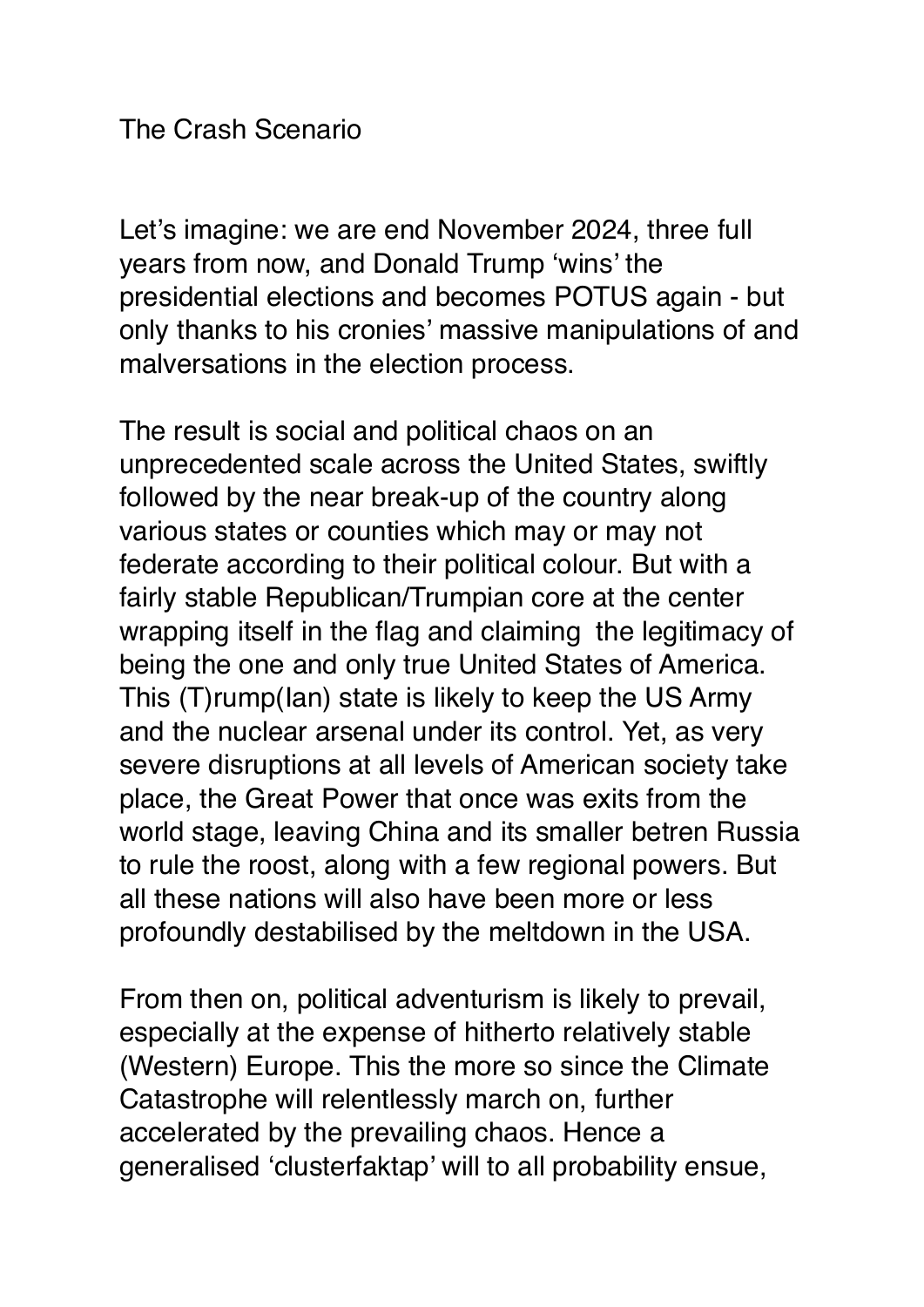# The Crash Scenario

Let's imagine: we are end November 2024, three full years from now, and Donald Trump 'wins' the presidential elections and becomes POTUS again - but only thanks to his cronies' massive manipulations of and malversations in the election process.

The result is social and political chaos on an unprecedented scale across the United States, swiftly followed by the near break-up of the country along various states or counties which may or may not federate according to their political colour. But with a fairly stable Republican/Trumpian core at the center wrapping itself in the flag and claiming the legitimacy of being the one and only true United States of America. This (T)rump(Ian) state is likely to keep the US Army and the nuclear arsenal under its control. Yet, as very severe disruptions at all levels of American society take place, the Great Power that once was exits from the world stage, leaving China and its smaller betren Russia to rule the roost, along with a few regional powers. But all these nations will also have been more or less profoundly destabilised by the meltdown in the USA.

From then on, political adventurism is likely to prevail, especially at the expense of hitherto relatively stable (Western) Europe. This the more so since the Climate Catastrophe will relentlessly march on, further accelerated by the prevailing chaos. Hence a generalised 'clusterfaktap' will to all probability ensue,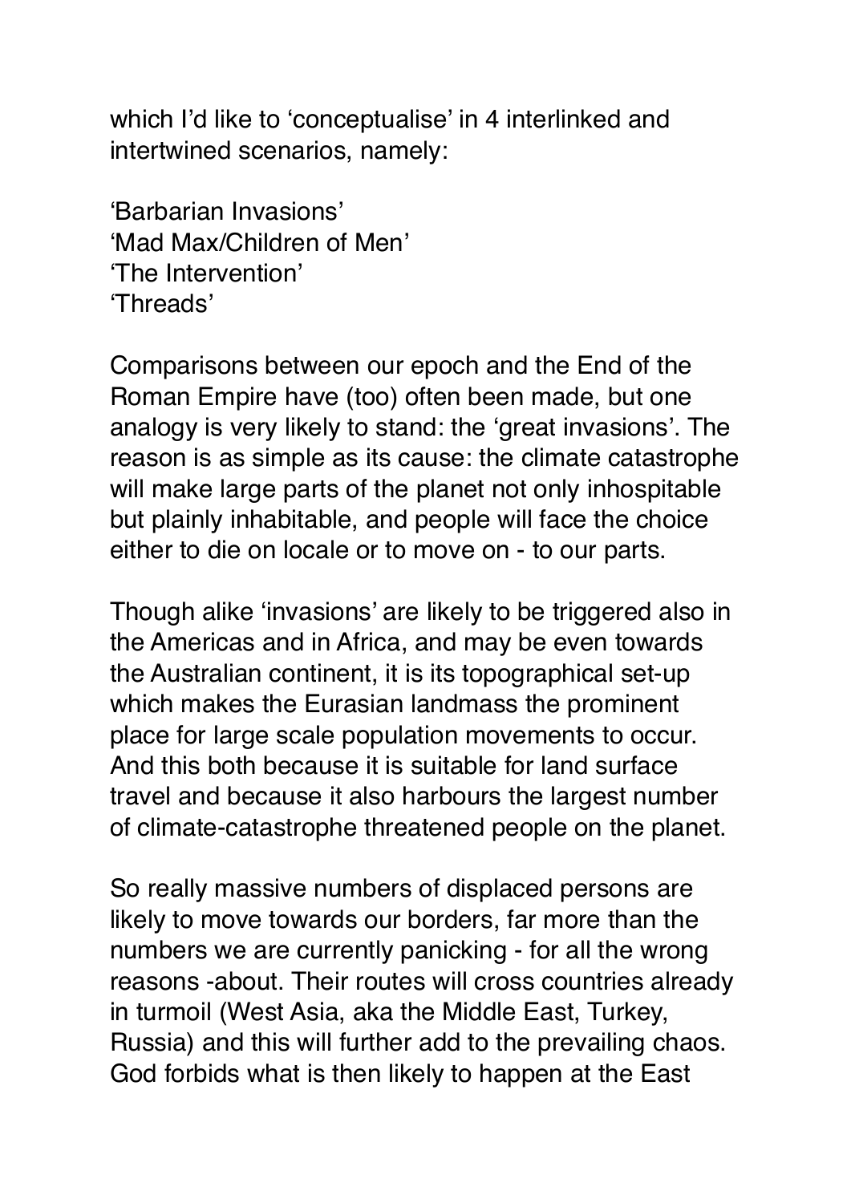which I'd like to 'conceptualise' in 4 interlinked and intertwined scenarios, namely:

'Barbarian Invasions'
'Mad Max/Children of Men'
'The Intervention'
'Threads'

Comparisons between our epoch and the End of the Roman Empire have (too) often been made, but one analogy is very likely to stand: the 'great invasions'. The reason is as simple as its cause: the climate catastrophe will make large parts of the planet not only inhospitable but plainly inhabitable, and people will face the choice either to die on locale or to move on - to our parts.

Though alike 'invasions' are likely to be triggered also in the Americas and in Africa, and may be even towards the Australian continent, it is its topographical set-up which makes the Eurasian landmass the prominent place for large scale population movements to occur. And this both because it is suitable for land surface travel and because it also harbours the largest number of climate-catastrophe threatened people on the planet.

So really massive numbers of displaced persons are likely to move towards our borders, far more than the numbers we are currently panicking - for all the wrong reasons -about. Their routes will cross countries already in turmoil (West Asia, aka the Middle East, Turkey, Russia) and this will further add to the prevailing chaos. God forbids what is then likely to happen at the East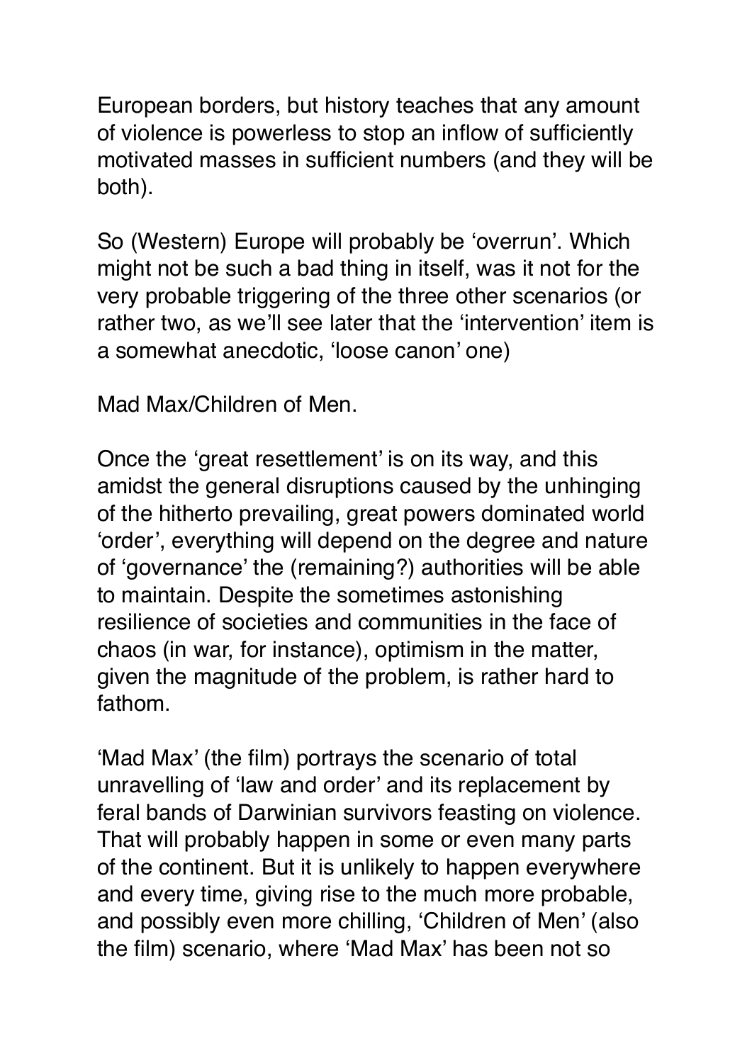European borders, but history teaches that any amount of violence is powerless to stop an inflow of sufficiently motivated masses in sufficient numbers (and they will be both).

So (Western) Europe will probably be 'overrun'. Which might not be such a bad thing in itself, was it not for the very probable triggering of the three other scenarios (or rather two, as we'll see later that the 'intervention' item is a somewhat anecdotic, 'loose canon' one)

Mad Max/Children of Men.

Once the 'great resettlement' is on its way, and this amidst the general disruptions caused by the unhinging of the hitherto prevailing, great powers dominated world 'order', everything will depend on the degree and nature of 'governance' the (remaining?) authorities will be able to maintain. Despite the sometimes astonishing resilience of societies and communities in the face of chaos (in war, for instance), optimism in the matter, given the magnitude of the problem, is rather hard to fathom.

'Mad Max' (the film) portrays the scenario of total unravelling of 'law and order' and its replacement by feral bands of Darwinian survivors feasting on violence. That will probably happen in some or even many parts of the continent. But it is unlikely to happen everywhere and every time, giving rise to the much more probable, and possibly even more chilling, 'Children of Men' (also the film) scenario, where 'Mad Max' has been not so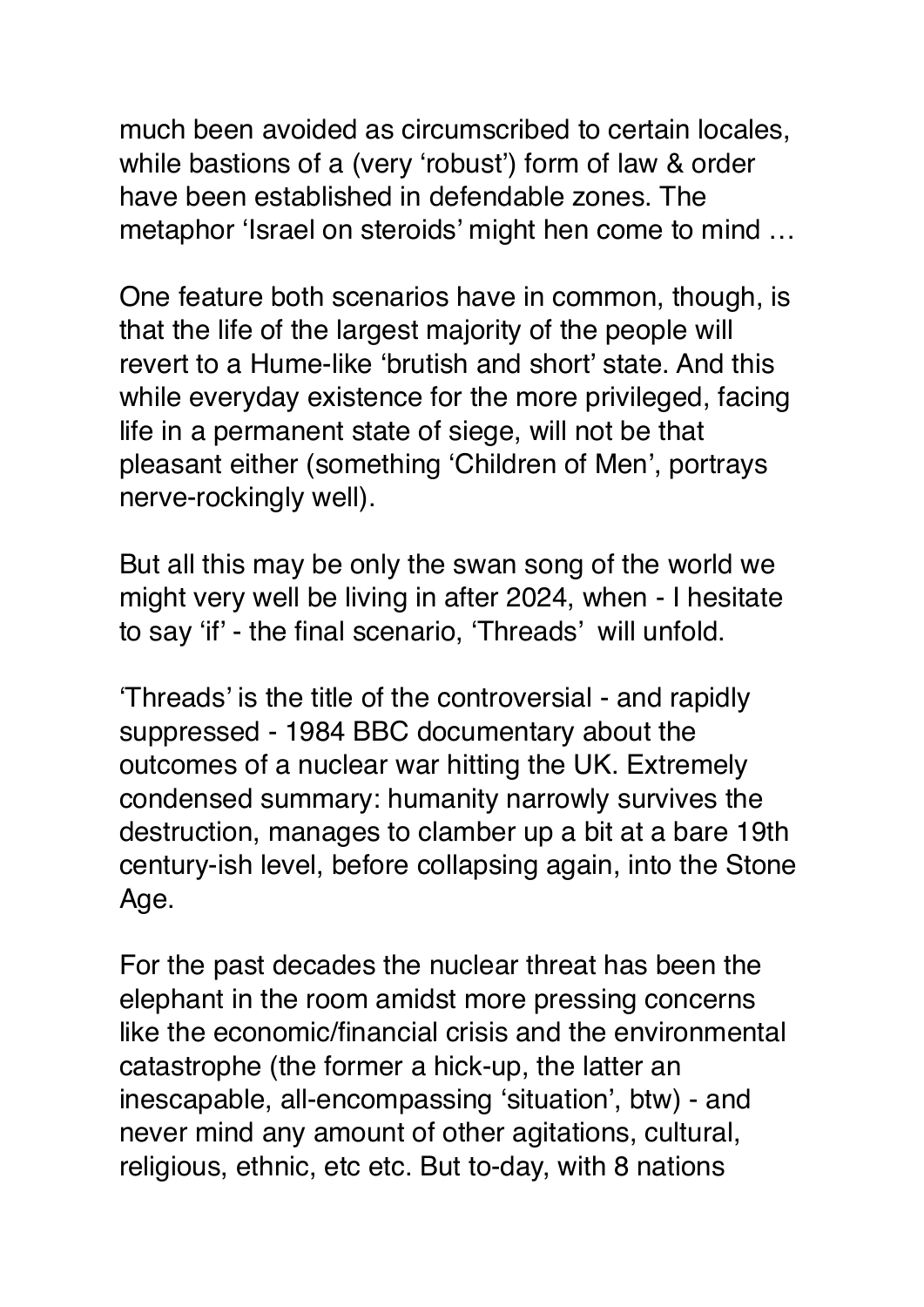much been avoided as circumscribed to certain locales, while bastions of a (very 'robust') form of law & order have been established in defendable zones. The metaphor 'Israel on steroids' might hen come to mind …

One feature both scenarios have in common, though, is that the life of the largest majority of the people will revert to a Hume-like 'brutish and short' state. And this while everyday existence for the more privileged, facing life in a permanent state of siege, will not be that pleasant either (something 'Children of Men', portrays nerve-rockingly well).

But all this may be only the swan song of the world we might very well be living in after 2024, when - I hesitate to say 'if' - the final scenario, 'Threads'  will unfold.

'Threads' is the title of the controversial - and rapidly suppressed - 1984 BBC documentary about the outcomes of a nuclear war hitting the UK. Extremely condensed summary: humanity narrowly survives the destruction, manages to clamber up a bit at a bare 19th century-ish level, before collapsing again, into the Stone Age.

For the past decades the nuclear threat has been the elephant in the room amidst more pressing concerns like the economic/financial crisis and the environmental catastrophe (the former a hick-up, the latter an inescapable, all-encompassing 'situation', btw) - and never mind any amount of other agitations, cultural, religious, ethnic, etc etc. But to-day, with 8 nations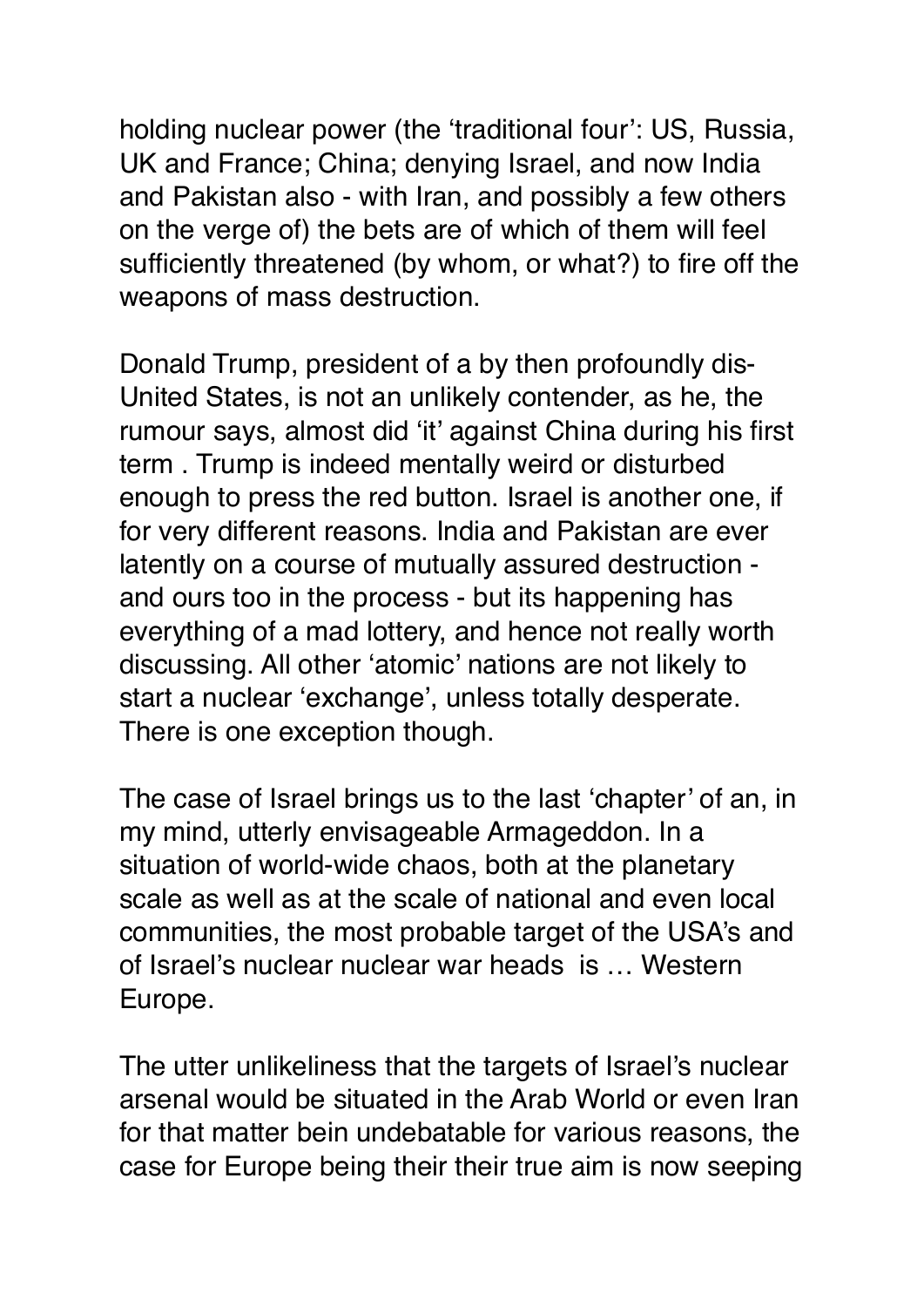holding nuclear power (the 'traditional four': US, Russia, UK and France; China; denying Israel, and now India and Pakistan also - with Iran, and possibly a few others on the verge of) the bets are of which of them will feel sufficiently threatened (by whom, or what?) to fire off the weapons of mass destruction.

Donald Trump, president of a by then profoundly dis-United States, is not an unlikely contender, as he, the rumour says, almost did 'it' against China during his first term . Trump is indeed mentally weird or disturbed enough to press the red button. Israel is another one, if for very different reasons. India and Pakistan are ever latently on a course of mutually assured destruction - and ours too in the process - but its happening has everything of a mad lottery, and hence not really worth discussing. All other 'atomic' nations are not likely to start a nuclear 'exchange', unless totally desperate. There is one exception though.

The case of Israel brings us to the last 'chapter' of an, in my mind, utterly envisageable Armageddon. In a situation of world-wide chaos, both at the planetary scale as well as at the scale of national and even local communities, the most probable target of the USA's and of Israel's nuclear nuclear war heads is … Western Europe.

The utter unlikeliness that the targets of Israel's nuclear arsenal would be situated in the Arab World or even Iran for that matter bein undebatable for various reasons, the case for Europe being their their true aim is now seeping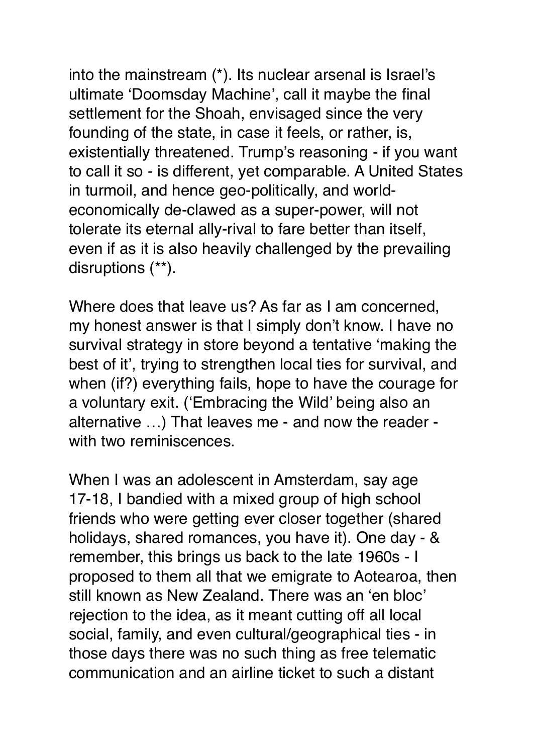into the mainstream (*). Its nuclear arsenal is Israel's ultimate 'Doomsday Machine', call it maybe the final settlement for the Shoah, envisaged since the very founding of the state, in case it feels, or rather, is, existentially threatened. Trump's reasoning - if you want to call it so - is different, yet comparable. A United States in turmoil, and hence geo-politically, and world-economically de-clawed as a super-power, will not tolerate its eternal ally-rival to fare better than itself, even if as it is also heavily challenged by the prevailing disruptions (**).

Where does that leave us? As far as I am concerned, my honest answer is that I simply don't know. I have no survival strategy in store beyond a tentative 'making the best of it', trying to strengthen local ties for survival, and when (if?) everything fails, hope to have the courage for a voluntary exit. ('Embracing the Wild' being also an alternative …) That leaves me - and now the reader - with two reminiscences.

When I was an adolescent in Amsterdam, say age 17-18, I bandied with a mixed group of high school friends who were getting ever closer together (shared holidays, shared romances, you have it). One day - & remember, this brings us back to the late 1960s - I proposed to them all that we emigrate to Aotearoa, then still known as New Zealand. There was an 'en bloc' rejection to the idea, as it meant cutting off all local social, family, and even cultural/geographical ties - in those days there was no such thing as free telematic communication and an airline ticket to such a distant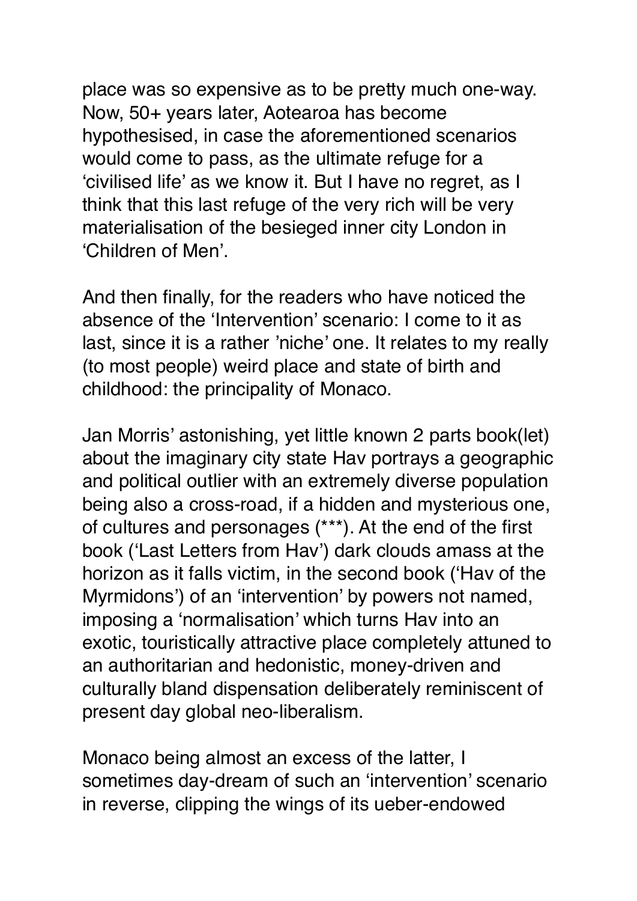place was so expensive as to be pretty much one-way. Now, 50+ years later, Aotearoa has become hypothesised, in case the aforementioned scenarios would come to pass, as the ultimate refuge for a 'civilised life' as we know it. But I have no regret, as I think that this last refuge of the very rich will be very materialisation of the besieged inner city London in 'Children of Men'.

And then finally, for the readers who have noticed the absence of the 'Intervention' scenario: I come to it as last, since it is a rather 'niche' one. It relates to my really (to most people) weird place and state of birth and childhood: the principality of Monaco.

Jan Morris' astonishing, yet little known 2 parts book(let) about the imaginary city state Hav portrays a geographic and political outlier with an extremely diverse population being also a cross-road, if a hidden and mysterious one, of cultures and personages (***). At the end of the first book ('Last Letters from Hav') dark clouds amass at the horizon as it falls victim, in the second book ('Hav of the Myrmidons') of an 'intervention' by powers not named, imposing a 'normalisation' which turns Hav into an exotic, touristically attractive place completely attuned to an authoritarian and hedonistic, money-driven and culturally bland dispensation deliberately reminiscent of present day global neo-liberalism.

Monaco being almost an excess of the latter, I sometimes day-dream of such an 'intervention' scenario in reverse, clipping the wings of its ueber-endowed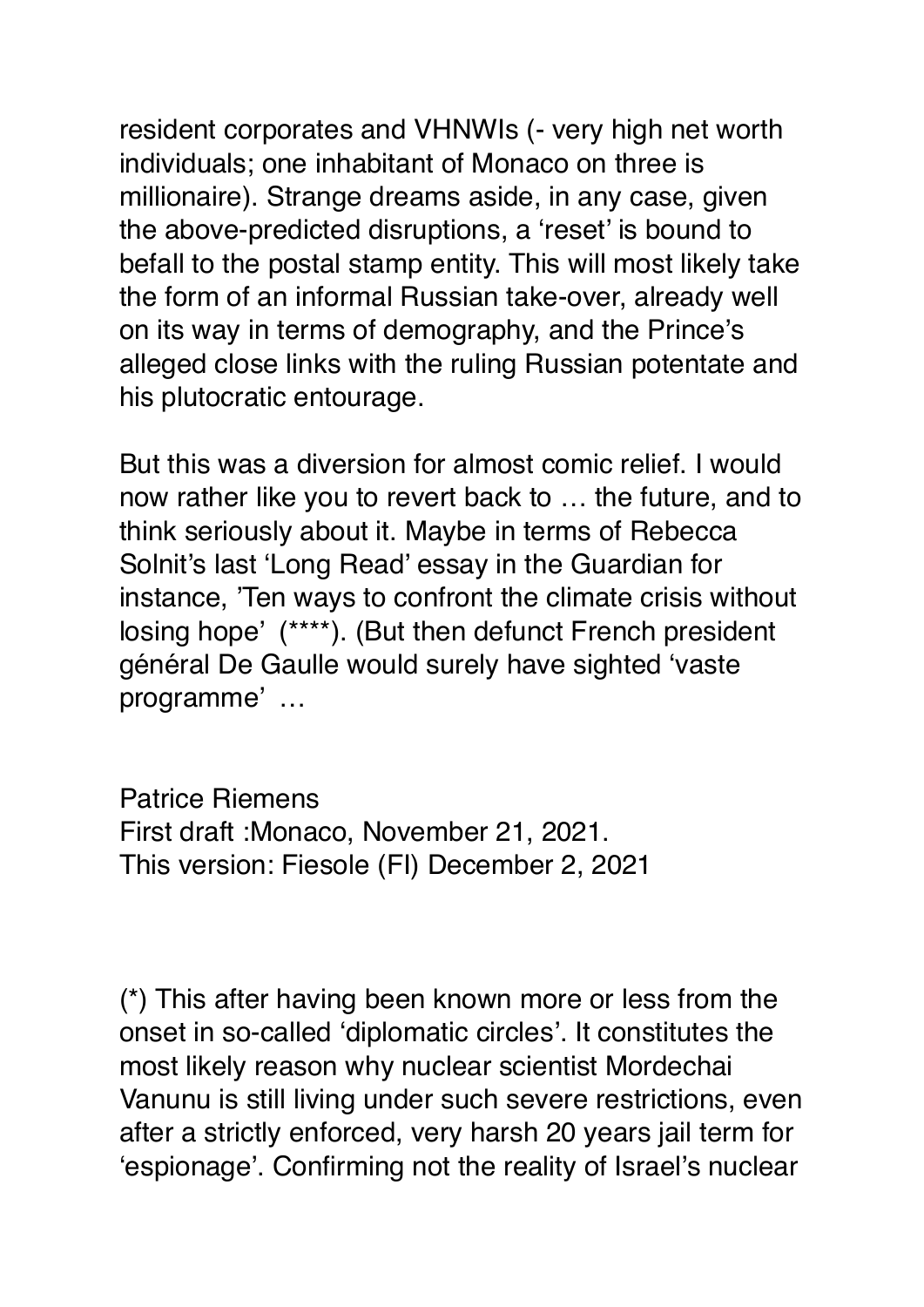resident corporates and VHNWIs (- very high net worth individuals; one inhabitant of Monaco on three is millionaire). Strange dreams aside, in any case, given the above-predicted disruptions, a 'reset' is bound to befall to the postal stamp entity. This will most likely take the form of an informal Russian take-over, already well on its way in terms of demography, and the Prince's alleged close links with the ruling Russian potentate and his plutocratic entourage.

But this was a diversion for almost comic relief. I would now rather like you to revert back to … the future, and to think seriously about it. Maybe in terms of Rebecca Solnit's last 'Long Read' essay in the Guardian for instance, 'Ten ways to confront the climate crisis without losing hope' (****). (But then defunct French president général De Gaulle would surely have sighted 'vaste programme' …

Patrice Riemens
First draft :Monaco, November 21, 2021.
This version: Fiesole (FI) December 2, 2021

(*) This after having been known more or less from the onset in so-called 'diplomatic circles'. It constitutes the most likely reason why nuclear scientist Mordechai Vanunu is still living under such severe restrictions, even after a strictly enforced, very harsh 20 years jail term for 'espionage'. Confirming not the reality of Israel's nuclear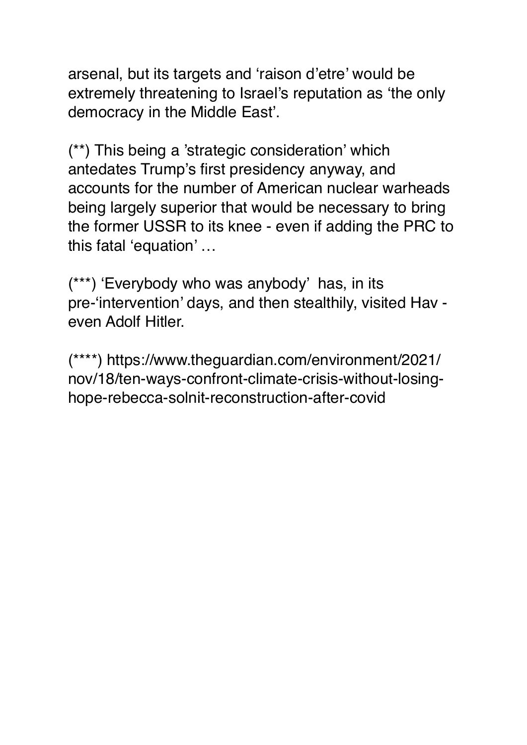arsenal, but its targets and 'raison d'etre' would be extremely threatening to Israel's reputation as 'the only democracy in the Middle East'.

(**) This being a 'strategic consideration' which antedates Trump's first presidency anyway, and accounts for the number of American nuclear warheads being largely superior that would be necessary to bring the former USSR to its knee - even if adding the PRC to this fatal 'equation' …

(***) 'Everybody who was anybody' has, in its pre-'intervention' days, and then stealthily, visited Hav - even Adolf Hitler.

(****) https://www.theguardian.com/environment/2021/nov/18/ten-ways-confront-climate-crisis-without-losing-hope-rebecca-solnit-reconstruction-after-covid